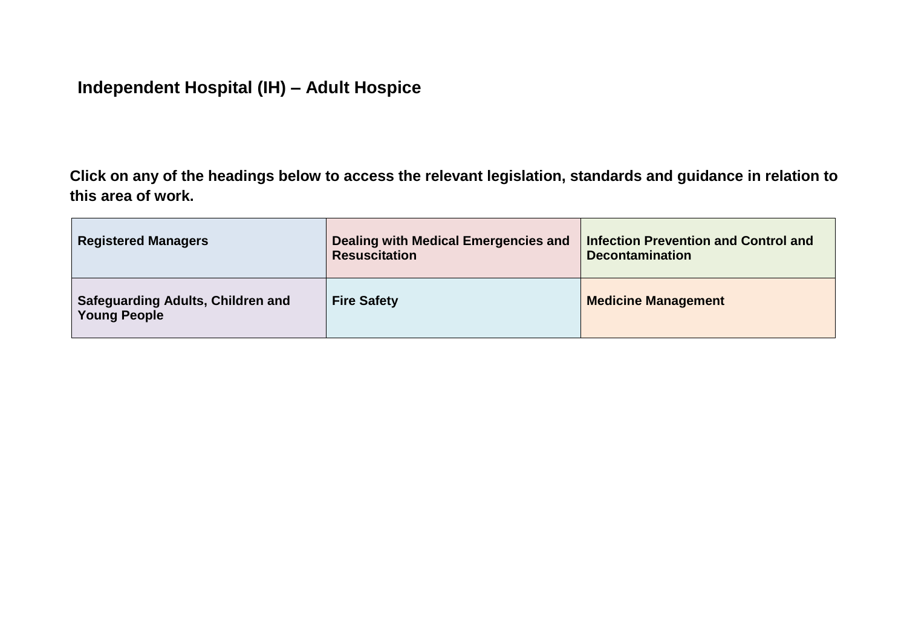# Independent Hospital (IH) – Adult Hospice

**Click on any of the headings below to access the relevant legislation, standards and guidance in relation to this area of work.**

| | | |
|---|---|---|
| **Registered Managers** | **Dealing with Medical Emergencies and Resuscitation** | **Infection Prevention and Control and Decontamination** |
| **Safeguarding Adults, Children and Young People** | **Fire Safety** | **Medicine Management** |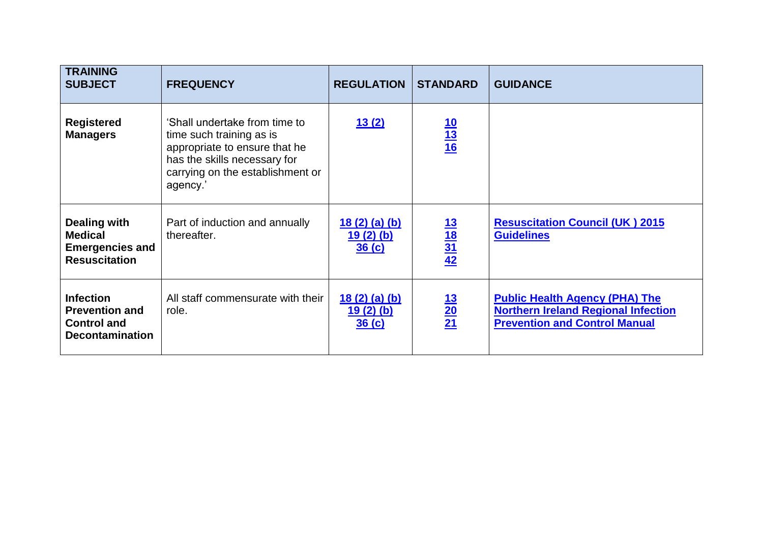| TRAINING SUBJECT | FREQUENCY | REGULATION | STANDARD | GUIDANCE |
|---|---|---|---|---|
| **Registered Managers** | 'Shall undertake from time to time such training as is appropriate to ensure that he has the skills necessary for carrying on the establishment or agency.' | 13 (2) | 10<br>13<br>16 | |
| **Dealing with Medical Emergencies and Resuscitation** | Part of induction and annually thereafter. | 18 (2) (a) (b)<br>19 (2) (b)<br>36 (c) | 13<br>18<br>31<br>42 | Resuscitation Council (UK ) 2015 Guidelines |
| **Infection Prevention and Control and Decontamination** | All staff commensurate with their role. | 18 (2) (a) (b)<br>19 (2) (b)<br>36 (c) | 13<br>20<br>21 | Public Health Agency (PHA) The Northern Ireland Regional Infection Prevention and Control Manual |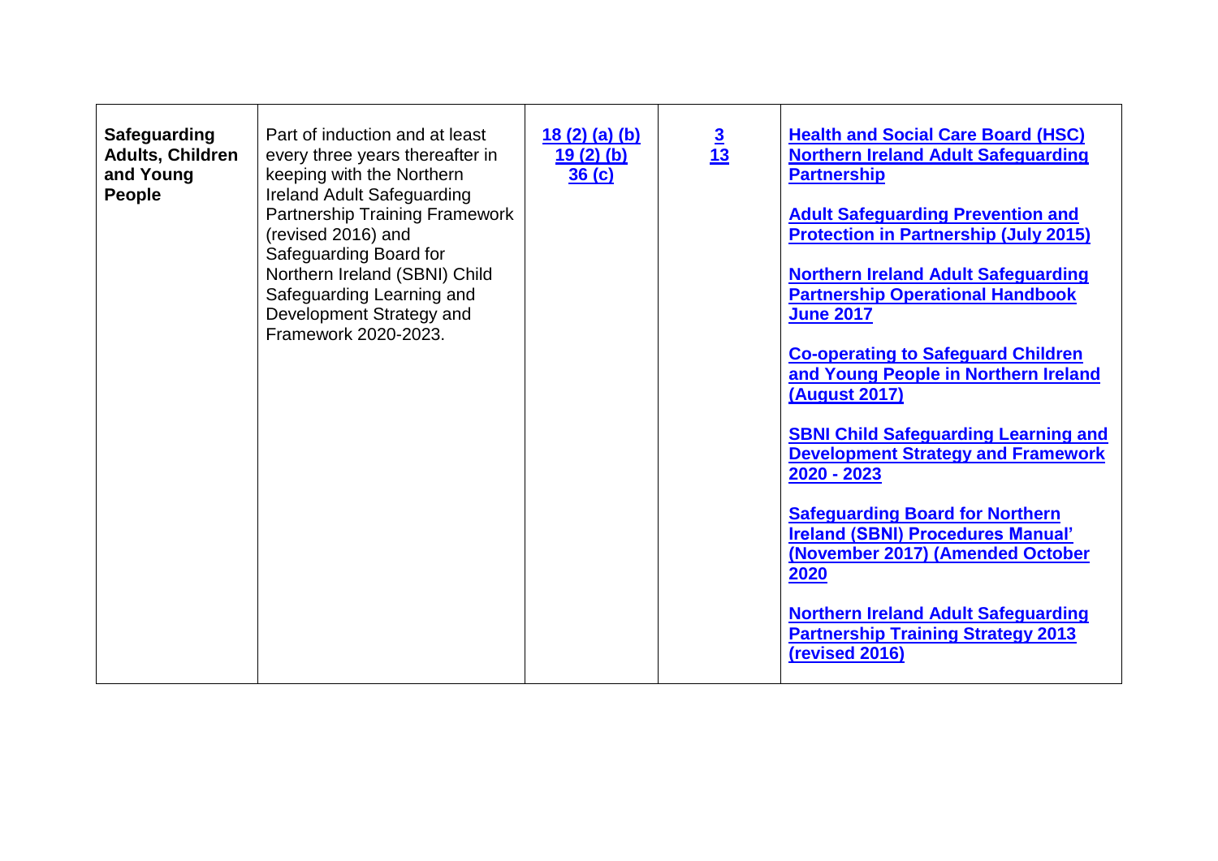| | | | | |
|---|---|---|---|---|
| **Safeguarding Adults, Children and Young People** | Part of induction and at least every three years thereafter in keeping with the Northern Ireland Adult Safeguarding Partnership Training Framework (revised 2016) and Safeguarding Board for Northern Ireland (SBNI) Child Safeguarding Learning and Development Strategy and Framework 2020-2023. | **18 (2) (a) (b)**<br>**19 (2) (b)**<br>**36 (c)** | **3**<br>**13** | **Health and Social Care Board (HSC) Northern Ireland Adult Safeguarding Partnership**<br><br>**Adult Safeguarding Prevention and Protection in Partnership (July 2015)**<br><br>**Northern Ireland Adult Safeguarding Partnership Operational Handbook June 2017**<br><br>**Co-operating to Safeguard Children and Young People in Northern Ireland (August 2017)**<br><br>**SBNI Child Safeguarding Learning and Development Strategy and Framework 2020 - 2023**<br><br>**Safeguarding Board for Northern Ireland (SBNI) Procedures Manual' (November 2017) (Amended October 2020**<br><br>**Northern Ireland Adult Safeguarding Partnership Training Strategy 2013 (revised 2016)** |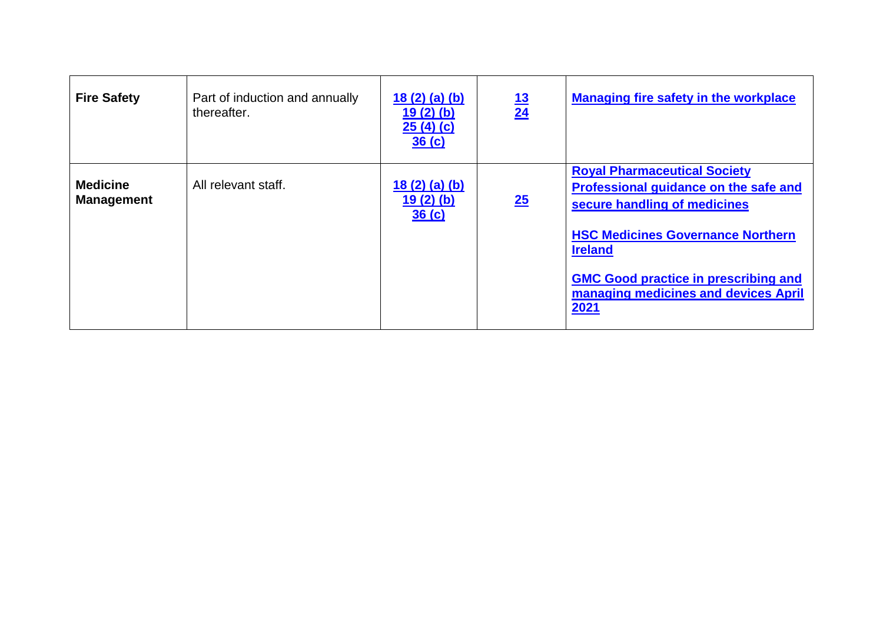| | | | | |
|---|---|---|---|---|
| **Fire Safety** | Part of induction and annually thereafter. | **18 (2) (a) (b)**<br>**19 (2) (b)**<br>**25 (4) (c)**<br>**36 (c)** | **13**<br>**24** | **Managing fire safety in the workplace** |
| **Medicine Management** | All relevant staff. | **18 (2) (a) (b)**<br>**19 (2) (b)**<br>**36 (c)** | **25** | **Royal Pharmaceutical Society Professional guidance on the safe and secure handling of medicines**<br><br>**HSC Medicines Governance Northern Ireland**<br><br>**GMC Good practice in prescribing and managing medicines and devices April 2021** |